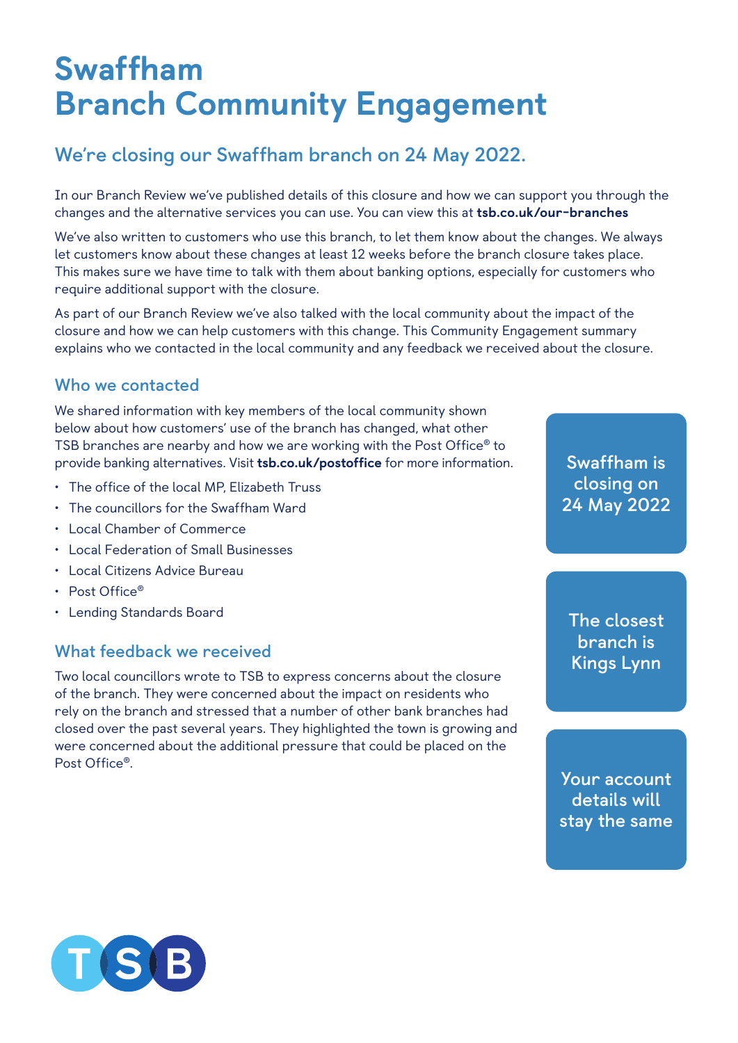# Swaffham Branch Community Engagement

## We're closing our Swaffham branch on 24 May 2022.

In our Branch Review we've published details of this closure and how we can support you through the changes and the alternative services you can use. You can view this at **tsb.co.uk/our-branches**

We've also written to customers who use this branch, to let them know about the changes. We always let customers know about these changes at least 12 weeks before the branch closure takes place. This makes sure we have time to talk with them about banking options, especially for customers who require additional support with the closure.

As part of our Branch Review we've also talked with the local community about the impact of the closure and how we can help customers with this change. This Community Engagement summary explains who we contacted in the local community and any feedback we received about the closure.

### Who we contacted

We shared information with key members of the local community shown below about how customers' use of the branch has changed, what other TSB branches are nearby and how we are working with the Post Office® to provide banking alternatives. Visit **tsb.co.uk/postoffice** for more information.

- The office of the local MP, Elizabeth Truss
- The councillors for the Swaffham Ward
- Local Chamber of Commerce
- Local Federation of Small Businesses
- Local Citizens Advice Bureau
- Post Office®
- Lending Standards Board

### What feedback we received

Two local councillors wrote to TSB to express concerns about the closure of the branch. They were concerned about the impact on residents who rely on the branch and stressed that a number of other bank branches had closed over the past several years. They highlighted the town is growing and were concerned about the additional pressure that could be placed on the Post Office®.

Swaffham is closing on 24 May 2022

The closest branch is Kings Lynn

Your account details will stay the same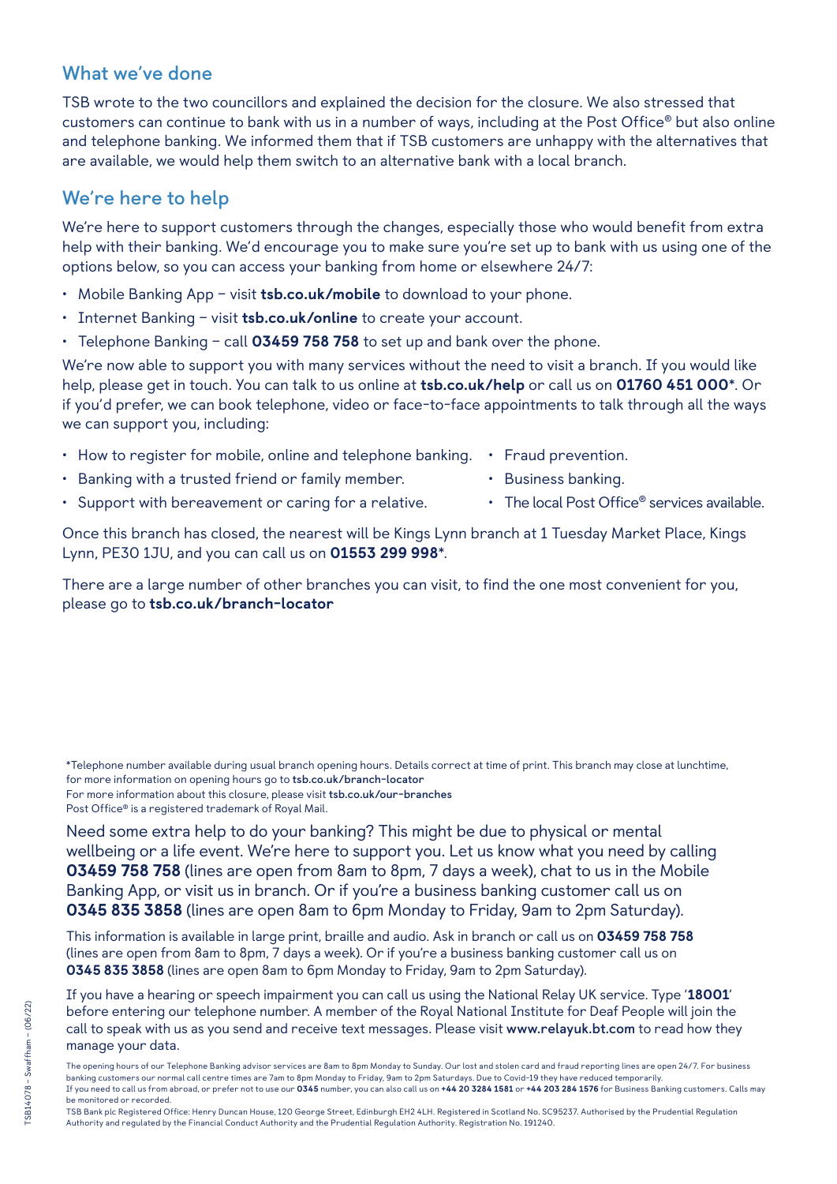## What we've done

TSB wrote to the two councillors and explained the decision for the closure. We also stressed that customers can continue to bank with us in a number of ways, including at the Post Office® but also online and telephone banking. We informed them that if TSB customers are unhappy with the alternatives that are available, we would help them switch to an alternative bank with a local branch.

## We're here to help

We're here to support customers through the changes, especially those who would benefit from extra help with their banking. We'd encourage you to make sure you're set up to bank with us using one of the options below, so you can access your banking from home or elsewhere 24/7:

- Mobile Banking App – visit **tsb.co.uk/mobile** to download to your phone.
- Internet Banking – visit **tsb.co.uk/online** to create your account.
- Telephone Banking – call **03459 758 758** to set up and bank over the phone.

We're now able to support you with many services without the need to visit a branch. If you would like help, please get in touch. You can talk to us online at **tsb.co.uk/help** or call us on **01760 451 000***. Or if you'd prefer, we can book telephone, video or face-to-face appointments to talk through all the ways we can support you, including:

- How to register for mobile, online and telephone banking.
- Banking with a trusted friend or family member.
- Support with bereavement or caring for a relative.
- Fraud prevention.
- Business banking.
- The local Post Office® services available.

Once this branch has closed, the nearest will be Kings Lynn branch at 1 Tuesday Market Place, Kings Lynn, PE30 1JU, and you can call us on **01553 299 998***.

There are a large number of other branches you can visit, to find the one most convenient for you, please go to **tsb.co.uk/branch-locator**

*Telephone number available during usual branch opening hours. Details correct at time of print. This branch may close at lunchtime, for more information on opening hours go to **tsb.co.uk/branch-locator**
For more information about this closure, please visit **tsb.co.uk/our-branches**
Post Office® is a registered trademark of Royal Mail.

Need some extra help to do your banking? This might be due to physical or mental wellbeing or a life event. We're here to support you. Let us know what you need by calling **03459 758 758** (lines are open from 8am to 8pm, 7 days a week), chat to us in the Mobile Banking App, or visit us in branch. Or if you're a business banking customer call us on **0345 835 3858** (lines are open 8am to 6pm Monday to Friday, 9am to 2pm Saturday).

This information is available in large print, braille and audio. Ask in branch or call us on **03459 758 758** (lines are open from 8am to 8pm, 7 days a week). Or if you're a business banking customer call us on **0345 835 3858** (lines are open 8am to 6pm Monday to Friday, 9am to 2pm Saturday).

If you have a hearing or speech impairment you can call us using the National Relay UK service. Type '**18001**' before entering our telephone number. A member of the Royal National Institute for Deaf People will join the call to speak with us as you send and receive text messages. Please visit **www.relayuk.bt.com** to read how they manage your data.

The opening hours of our Telephone Banking advisor services are 8am to 8pm Monday to Sunday. Our lost and stolen card and fraud reporting lines are open 24/7. For business banking customers our normal call centre times are 7am to 8pm Monday to Friday, 9am to 2pm Saturdays. Due to Covid-19 they have reduced temporarily.
If you need to call us from abroad, or prefer not to use our **0345** number, you can also call us on **+44 20 3284 1581** or **+44 203 284 1576** for Business Banking customers. Calls may be monitored or recorded.
TSB Bank plc Registered Office: Henry Duncan House, 120 George Street, Edinburgh EH2 4LH. Registered in Scotland No. SC95237. Authorised by the Prudential Regulation Authority and regulated by the Financial Conduct Authority and the Prudential Regulation Authority. Registration No. 191240.

TSB14078 – Swaffham – (06/22)